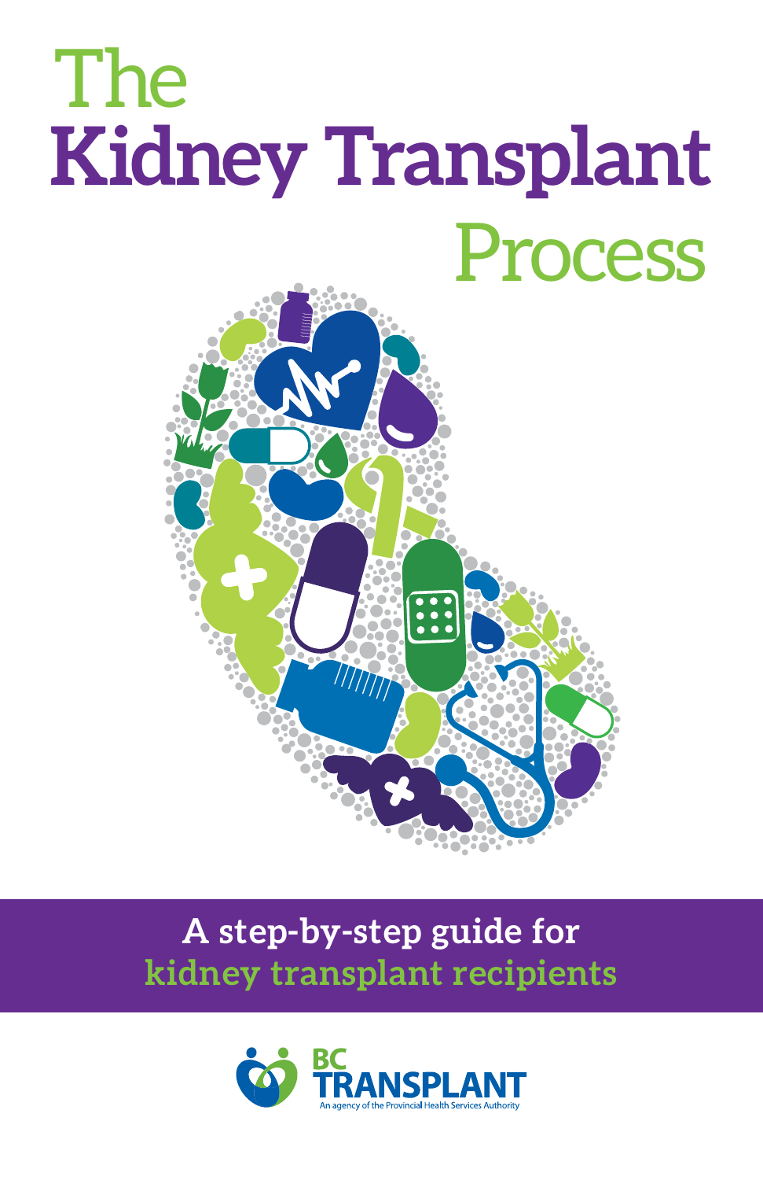# The Kidney Transplant Process

**A step-by-step guide for kidney transplant recipients**

BC TRANSPLANT

An agency of the Provincial Health Services Authority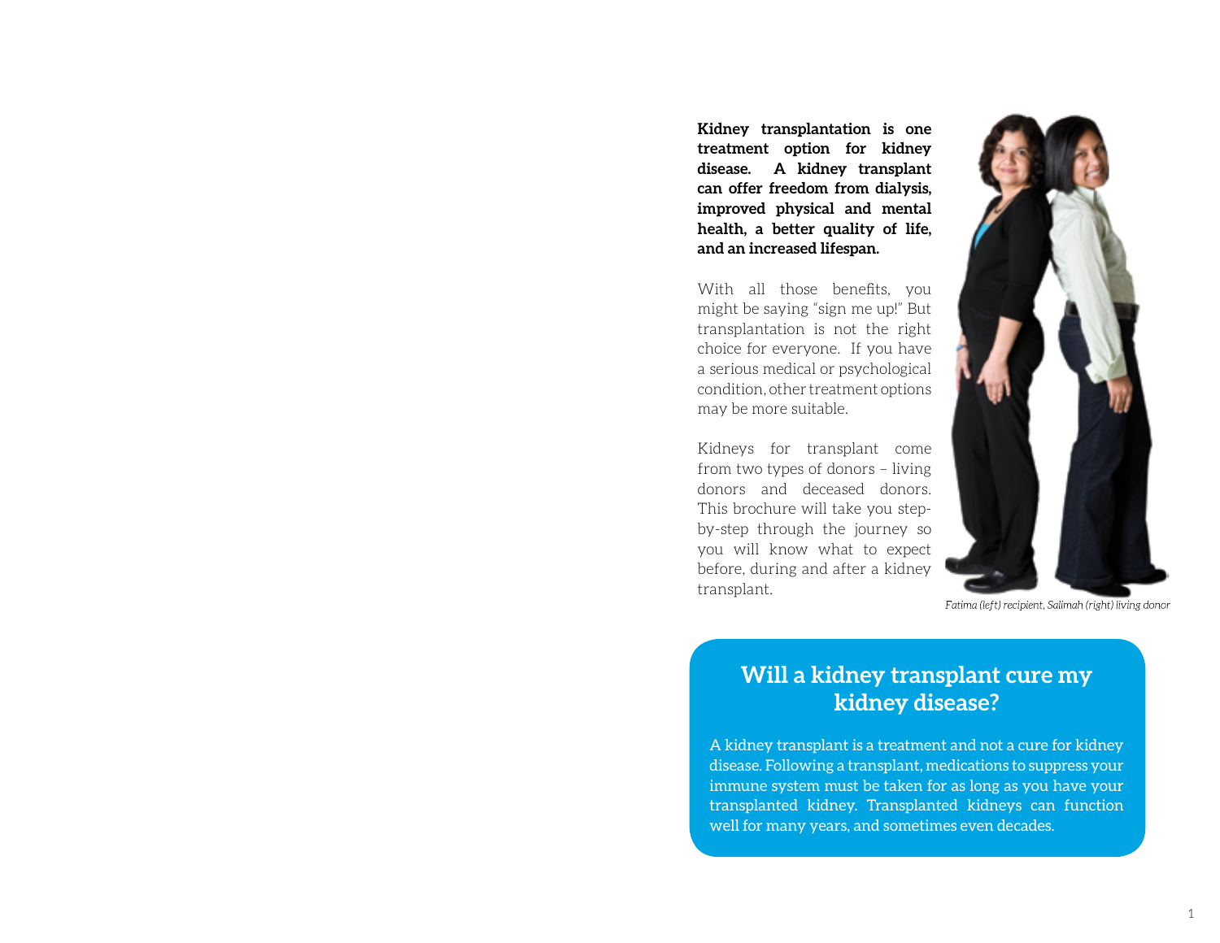**Kidney transplantation is one treatment option for kidney disease. A kidney transplant can offer freedom from dialysis, improved physical and mental health, a better quality of life, and an increased lifespan.**

With all those benefits, you might be saying "sign me up!" But transplantation is not the right choice for everyone. If you have a serious medical or psychological condition, other treatment options may be more suitable.

Kidneys for transplant come from two types of donors – living donors and deceased donors. This brochure will take you step-by-step through the journey so you will know what to expect before, during and after a kidney transplant.

*Fatima (left) recipient, Salimah (right) living donor*

## Will a kidney transplant cure my kidney disease?

A kidney transplant is a treatment and not a cure for kidney disease. Following a transplant, medications to suppress your immune system must be taken for as long as you have your transplanted kidney. Transplanted kidneys can function well for many years, and sometimes even decades.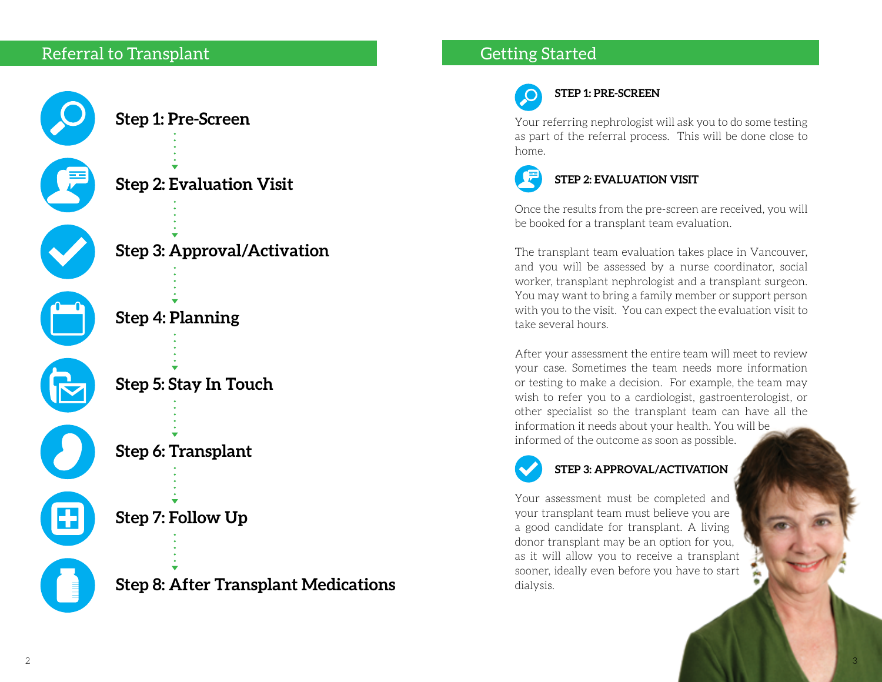## Referral to Transplant

**Step 1: Pre-Screen**

**Step 2: Evaluation Visit**

**Step 3: Approval/Activation**

**Step 4: Planning**

**Step 5: Stay In Touch**

**Step 6: Transplant**

**Step 7: Follow Up**

**Step 8: After Transplant Medications**

## Getting Started

### STEP 1: PRE-SCREEN

Your referring nephrologist will ask you to do some testing as part of the referral process. This will be done close to home.

### STEP 2: EVALUATION VISIT

Once the results from the pre-screen are received, you will be booked for a transplant team evaluation.

The transplant team evaluation takes place in Vancouver, and you will be assessed by a nurse coordinator, social worker, transplant nephrologist and a transplant surgeon. You may want to bring a family member or support person with you to the visit. You can expect the evaluation visit to take several hours.

After your assessment the entire team will meet to review your case. Sometimes the team needs more information or testing to make a decision. For example, the team may wish to refer you to a cardiologist, gastroenterologist, or other specialist so the transplant team can have all the information it needs about your health. You will be informed of the outcome as soon as possible.

### STEP 3: APPROVAL/ACTIVATION

Your assessment must be completed and your transplant team must believe you are a good candidate for transplant. A living donor transplant may be an option for you, as it will allow you to receive a transplant sooner, ideally even before you have to start dialysis.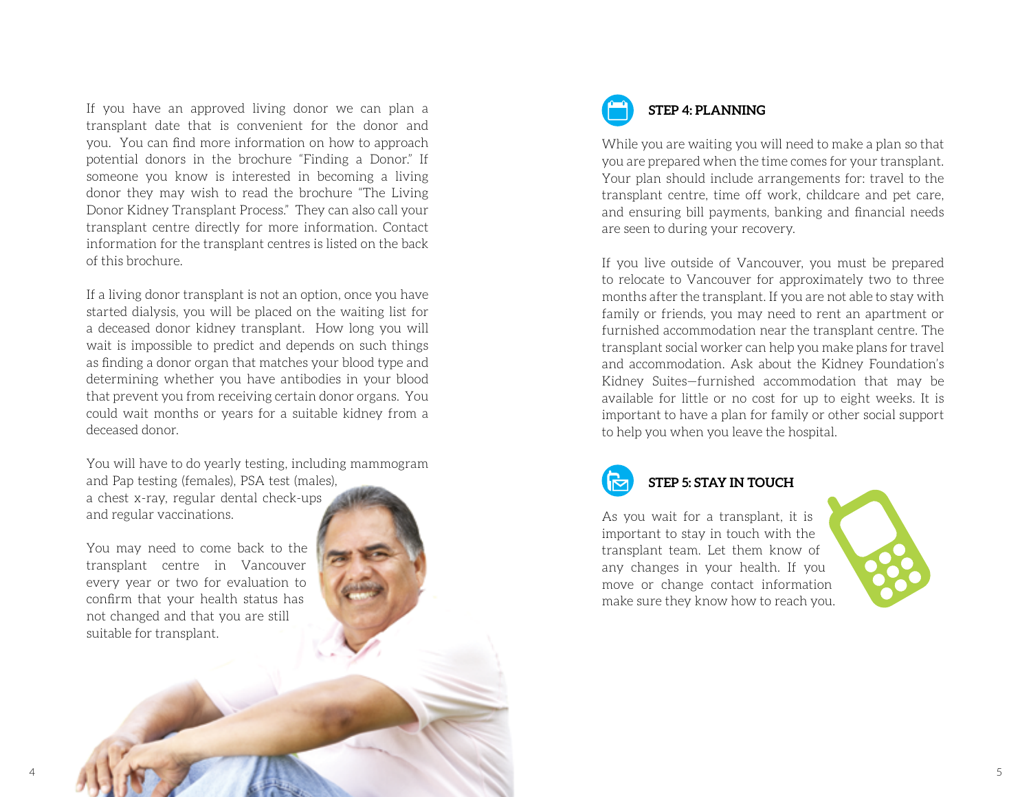If you have an approved living donor we can plan a transplant date that is convenient for the donor and you. You can find more information on how to approach potential donors in the brochure "Finding a Donor." If someone you know is interested in becoming a living donor they may wish to read the brochure "The Living Donor Kidney Transplant Process." They can also call your transplant centre directly for more information. Contact information for the transplant centres is listed on the back of this brochure.

If a living donor transplant is not an option, once you have started dialysis, you will be placed on the waiting list for a deceased donor kidney transplant. How long you will wait is impossible to predict and depends on such things as finding a donor organ that matches your blood type and determining whether you have antibodies in your blood that prevent you from receiving certain donor organs. You could wait months or years for a suitable kidney from a deceased donor.

You will have to do yearly testing, including mammogram and Pap testing (females), PSA test (males), a chest x-ray, regular dental check-ups and regular vaccinations.

You may need to come back to the transplant centre in Vancouver every year or two for evaluation to confirm that your health status has not changed and that you are still suitable for transplant.

## STEP 4: PLANNING

While you are waiting you will need to make a plan so that you are prepared when the time comes for your transplant. Your plan should include arrangements for: travel to the transplant centre, time off work, childcare and pet care, and ensuring bill payments, banking and financial needs are seen to during your recovery.

If you live outside of Vancouver, you must be prepared to relocate to Vancouver for approximately two to three months after the transplant. If you are not able to stay with family or friends, you may need to rent an apartment or furnished accommodation near the transplant centre. The transplant social worker can help you make plans for travel and accommodation. Ask about the Kidney Foundation's Kidney Suites—furnished accommodation that may be available for little or no cost for up to eight weeks. It is important to have a plan for family or other social support to help you when you leave the hospital.

## STEP 5: STAY IN TOUCH

As you wait for a transplant, it is important to stay in touch with the transplant team. Let them know of any changes in your health. If you move or change contact information make sure they know how to reach you.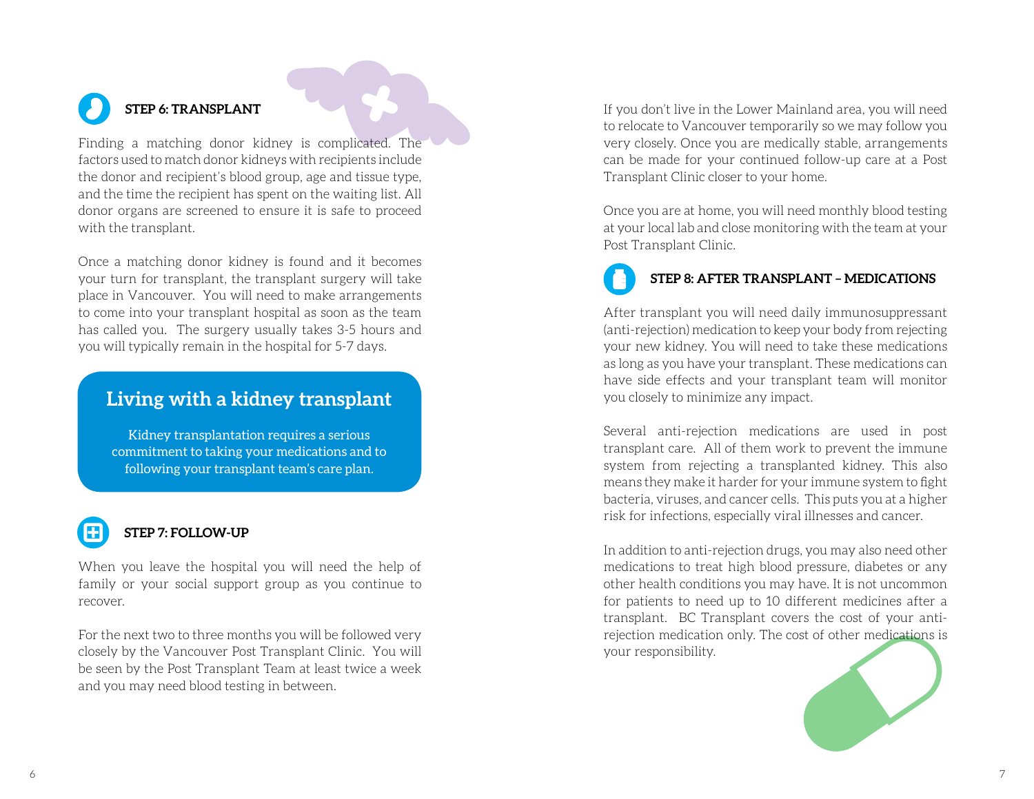### STEP 6: TRANSPLANT

Finding a matching donor kidney is complicated. The factors used to match donor kidneys with recipients include the donor and recipient's blood group, age and tissue type, and the time the recipient has spent on the waiting list. All donor organs are screened to ensure it is safe to proceed with the transplant.

Once a matching donor kidney is found and it becomes your turn for transplant, the transplant surgery will take place in Vancouver. You will need to make arrangements to come into your transplant hospital as soon as the team has called you. The surgery usually takes 3-5 hours and you will typically remain in the hospital for 5-7 days.

## Living with a kidney transplant

Kidney transplantation requires a serious commitment to taking your medications and to following your transplant team's care plan.

### STEP 7: FOLLOW-UP

When you leave the hospital you will need the help of family or your social support group as you continue to recover.

For the next two to three months you will be followed very closely by the Vancouver Post Transplant Clinic. You will be seen by the Post Transplant Team at least twice a week and you may need blood testing in between.

If you don't live in the Lower Mainland area, you will need to relocate to Vancouver temporarily so we may follow you very closely. Once you are medically stable, arrangements can be made for your continued follow-up care at a Post Transplant Clinic closer to your home.

Once you are at home, you will need monthly blood testing at your local lab and close monitoring with the team at your Post Transplant Clinic.

### STEP 8: AFTER TRANSPLANT – MEDICATIONS

After transplant you will need daily immunosuppressant (anti-rejection) medication to keep your body from rejecting your new kidney. You will need to take these medications as long as you have your transplant. These medications can have side effects and your transplant team will monitor you closely to minimize any impact.

Several anti-rejection medications are used in post transplant care. All of them work to prevent the immune system from rejecting a transplanted kidney. This also means they make it harder for your immune system to fight bacteria, viruses, and cancer cells. This puts you at a higher risk for infections, especially viral illnesses and cancer.

In addition to anti-rejection drugs, you may also need other medications to treat high blood pressure, diabetes or any other health conditions you may have. It is not uncommon for patients to need up to 10 different medicines after a transplant. BC Transplant covers the cost of your anti-rejection medication only. The cost of other medications is your responsibility.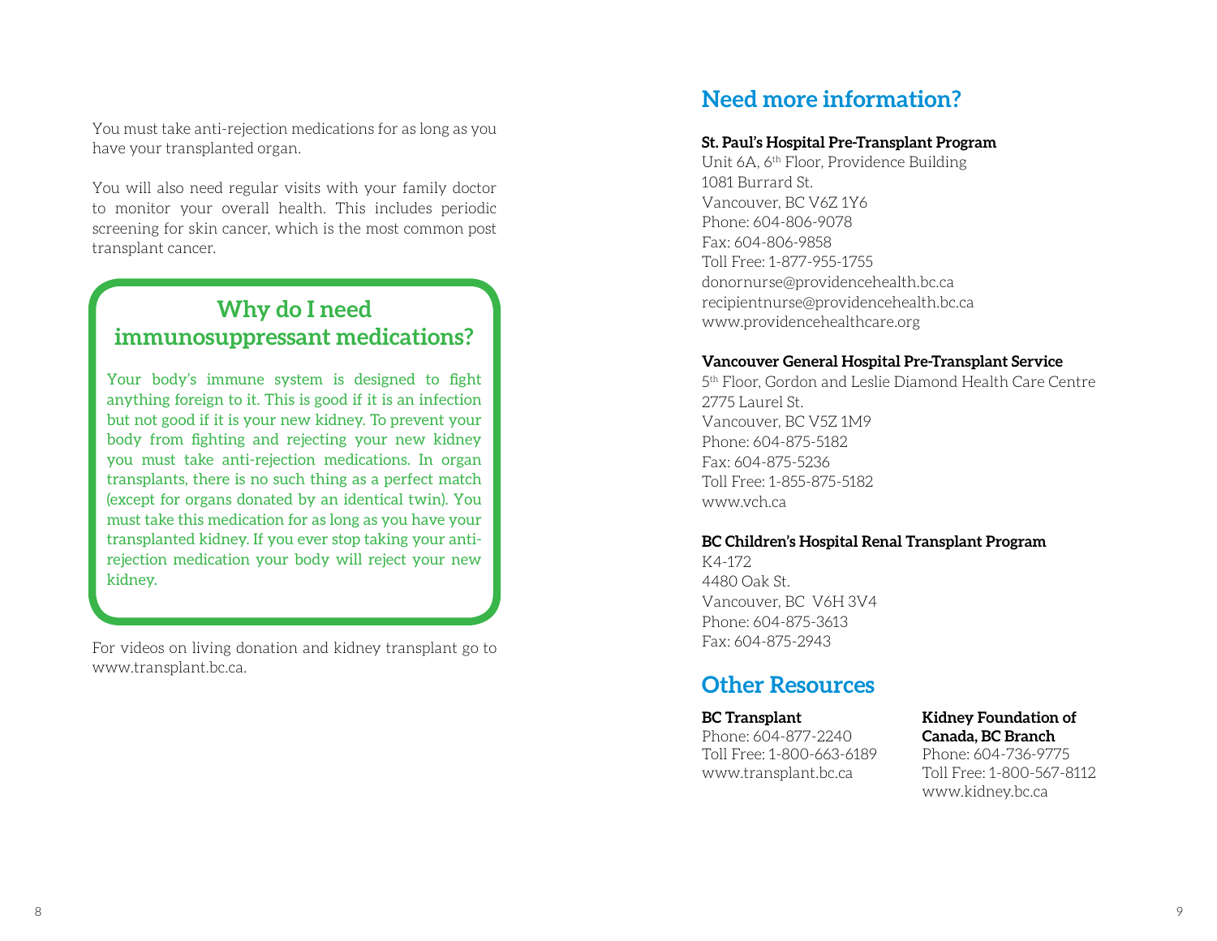You must take anti-rejection medications for as long as you have your transplanted organ.

You will also need regular visits with your family doctor to monitor your overall health. This includes periodic screening for skin cancer, which is the most common post transplant cancer.

## Why do I need immunosuppressant medications?

Your body's immune system is designed to fight anything foreign to it. This is good if it is an infection but not good if it is your new kidney. To prevent your body from fighting and rejecting your new kidney you must take anti-rejection medications. In organ transplants, there is no such thing as a perfect match (except for organs donated by an identical twin). You must take this medication for as long as you have your transplanted kidney. If you ever stop taking your anti-rejection medication your body will reject your new kidney.

For videos on living donation and kidney transplant go to www.transplant.bc.ca.

## Need more information?

**St. Paul's Hospital Pre-Transplant Program**
Unit 6A, 6th Floor, Providence Building
1081 Burrard St.
Vancouver, BC V6Z 1Y6
Phone: 604-806-9078
Fax: 604-806-9858
Toll Free: 1-877-955-1755
donornurse@providencehealth.bc.ca
recipientnurse@providencehealth.bc.ca
www.providencehealthcare.org

**Vancouver General Hospital Pre-Transplant Service**
5th Floor, Gordon and Leslie Diamond Health Care Centre
2775 Laurel St.
Vancouver, BC V5Z 1M9
Phone: 604-875-5182
Fax: 604-875-5236
Toll Free: 1-855-875-5182
www.vch.ca

**BC Children's Hospital Renal Transplant Program**
K4-172
4480 Oak St.
Vancouver, BC V6H 3V4
Phone: 604-875-3613
Fax: 604-875-2943

## Other Resources

**BC Transplant**
Phone: 604-877-2240
Toll Free: 1-800-663-6189
www.transplant.bc.ca

**Kidney Foundation of Canada, BC Branch**
Phone: 604-736-9775
Toll Free: 1-800-567-8112
www.kidney.bc.ca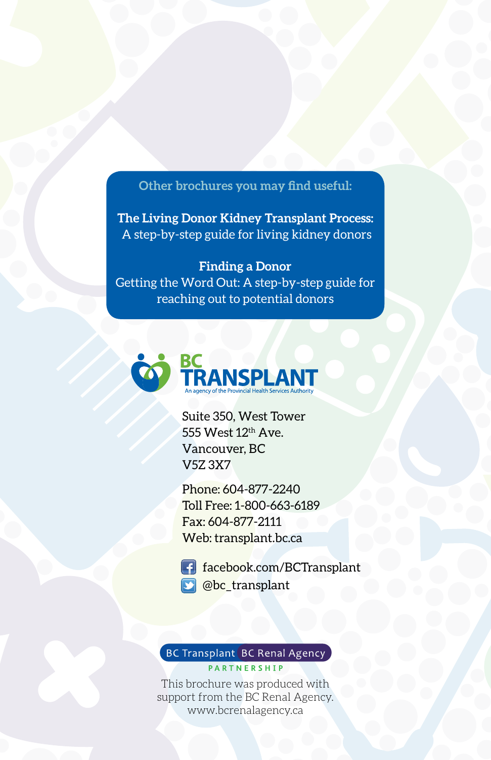**Other brochures you may find useful:**

**The Living Donor Kidney Transplant Process:**
A step-by-step guide for living kidney donors

**Finding a Donor**
Getting the Word Out: A step-by-step guide for reaching out to potential donors

BC TRANSPLANT
An agency of the Provincial Health Services Authority

Suite 350, West Tower
555 West 12th Ave.
Vancouver, BC
V5Z 3X7

Phone: 604-877-2240
Toll Free: 1-800-663-6189
Fax: 604-877-2111
Web: transplant.bc.ca

facebook.com/BCTransplant
@bc_transplant

BC Transplant BC Renal Agency
PARTNERSHIP

This brochure was produced with support from the BC Renal Agency.
www.bcrenalagency.ca